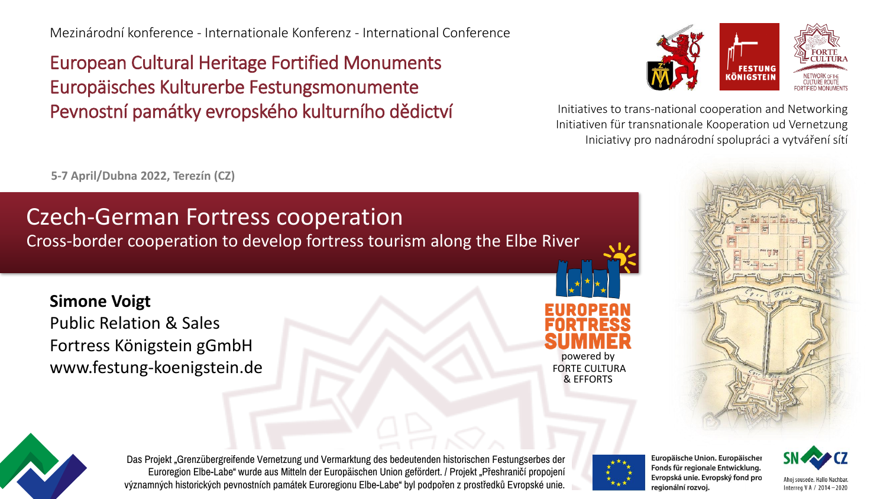Mezinárodní konference - Internationale Konferenz - International Conference

# European Cultural Heritage Fortified Monuments
# Europäisches Kulturerbe Festungsmonumente
# Pevnostní památky evropského kulturního dědictví

FESTUNG KÖNIGSTEIN

FORTE CULTURA – NETWORK OF THE CULTURE ROUTE FORTIFIED MONUMENTS

Initiatives to trans-national cooperation and Networking
Initiativen für transnationale Kooperation ud Vernetzung
Iniciativy pro nadnárodní spolupráci a vytváření sítí

**5-7 April/Dubna 2022, Terezín (CZ)**

## Czech-German Fortress cooperation

Cross-border cooperation to develop fortress tourism along the Elbe River

**Simone Voigt**
Public Relation & Sales
Fortress Königstein gGmbH
www.festung-koenigstein.de

EUROPEAN FORTRESS SUMMER
powered by
FORTE CULTURA
& EFFORTS

Das Projekt „Grenzübergreifende Vernetzung und Vermarktung des bedeutenden historischen Festungserbes der Euroregion Elbe-Labe" wurde aus Mitteln der Europäischen Union gefördert. / Projekt „Přeshraničí propojení významných historických pevnostních památek Euroregionu Elbe-Labe" byl podpořen z prostředků Evropské unie.

Europäische Union. Europäischer Fonds für regionale Entwicklung. Evropská unie. Evropský fond pro regionální rozvoj.

SN CZ
Ahoj sousede. Hallo Nachbar.
Interreg V A / 2014 – 2020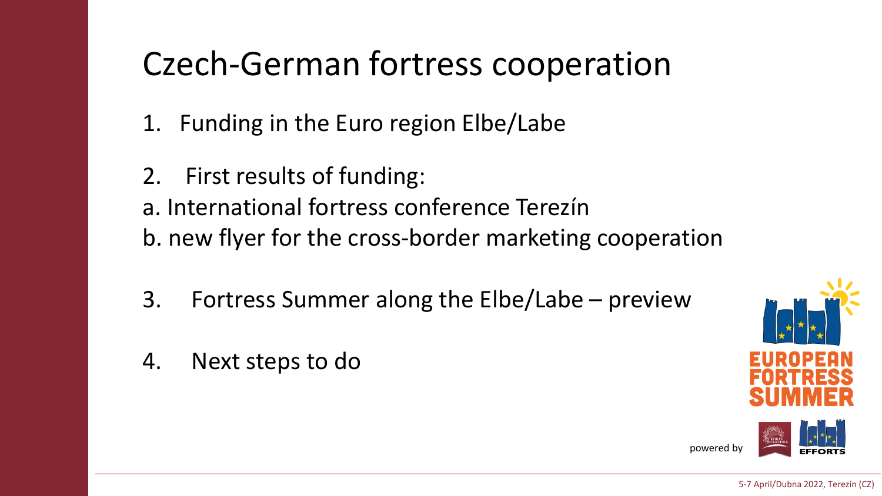# Czech-German fortress cooperation

1. Funding in the Euro region Elbe/Labe

2. First results of funding:
a. International fortress conference Terezín
b. new flyer for the cross-border marketing cooperation

3. Fortress Summer along the Elbe/Labe – preview

4. Next steps to do

EUROPEAN FORTRESS SUMMER

powered by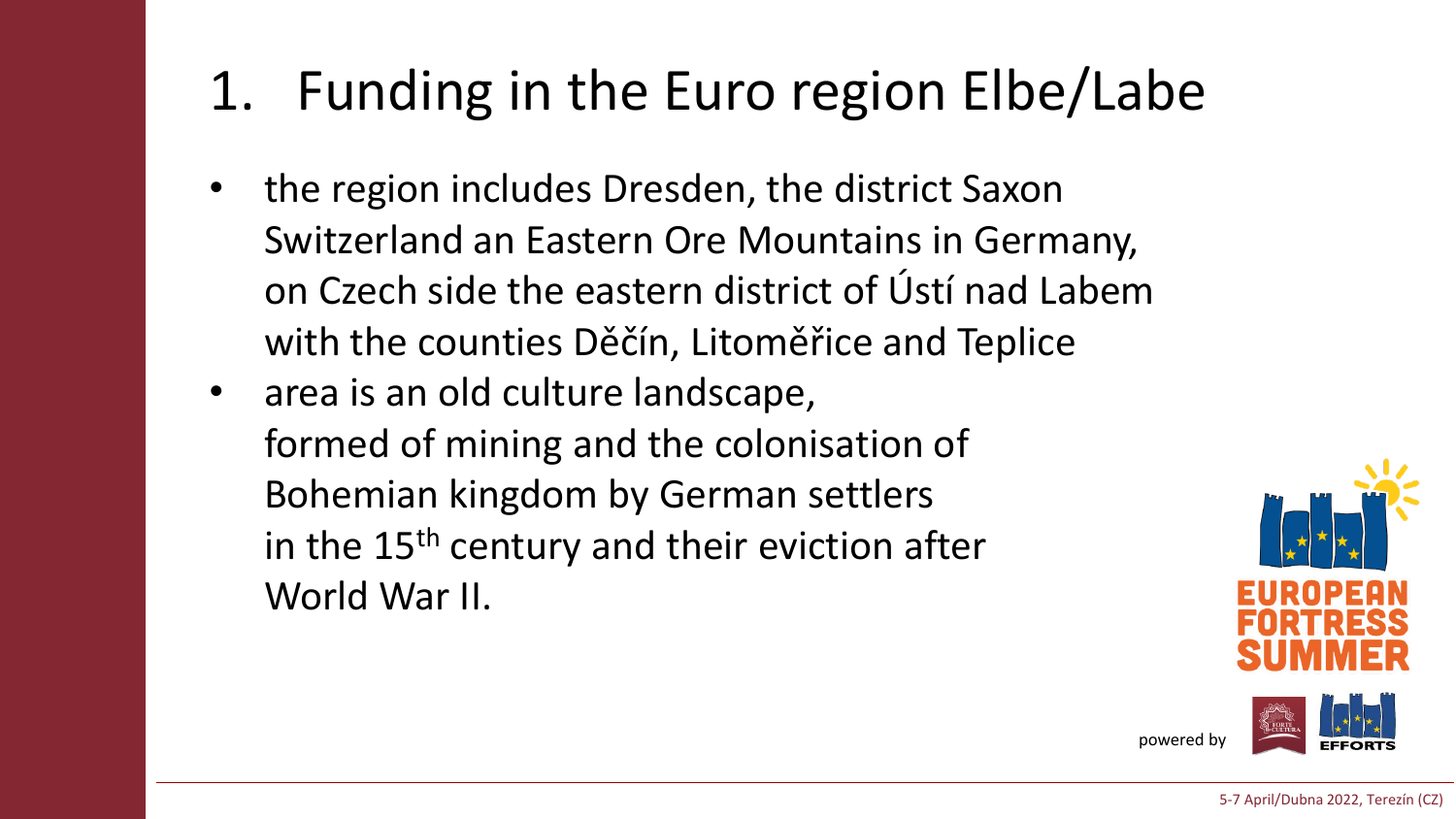# 1. Funding in the Euro region Elbe/Labe

- the region includes Dresden, the district Saxon Switzerland an Eastern Ore Mountains in Germany, on Czech side the eastern district of Ústí nad Labem with the counties Děčín, Litoměřice and Teplice
- area is an old culture landscape, formed of mining and the colonisation of Bohemian kingdom by German settlers in the 15th century and their eviction after World War II.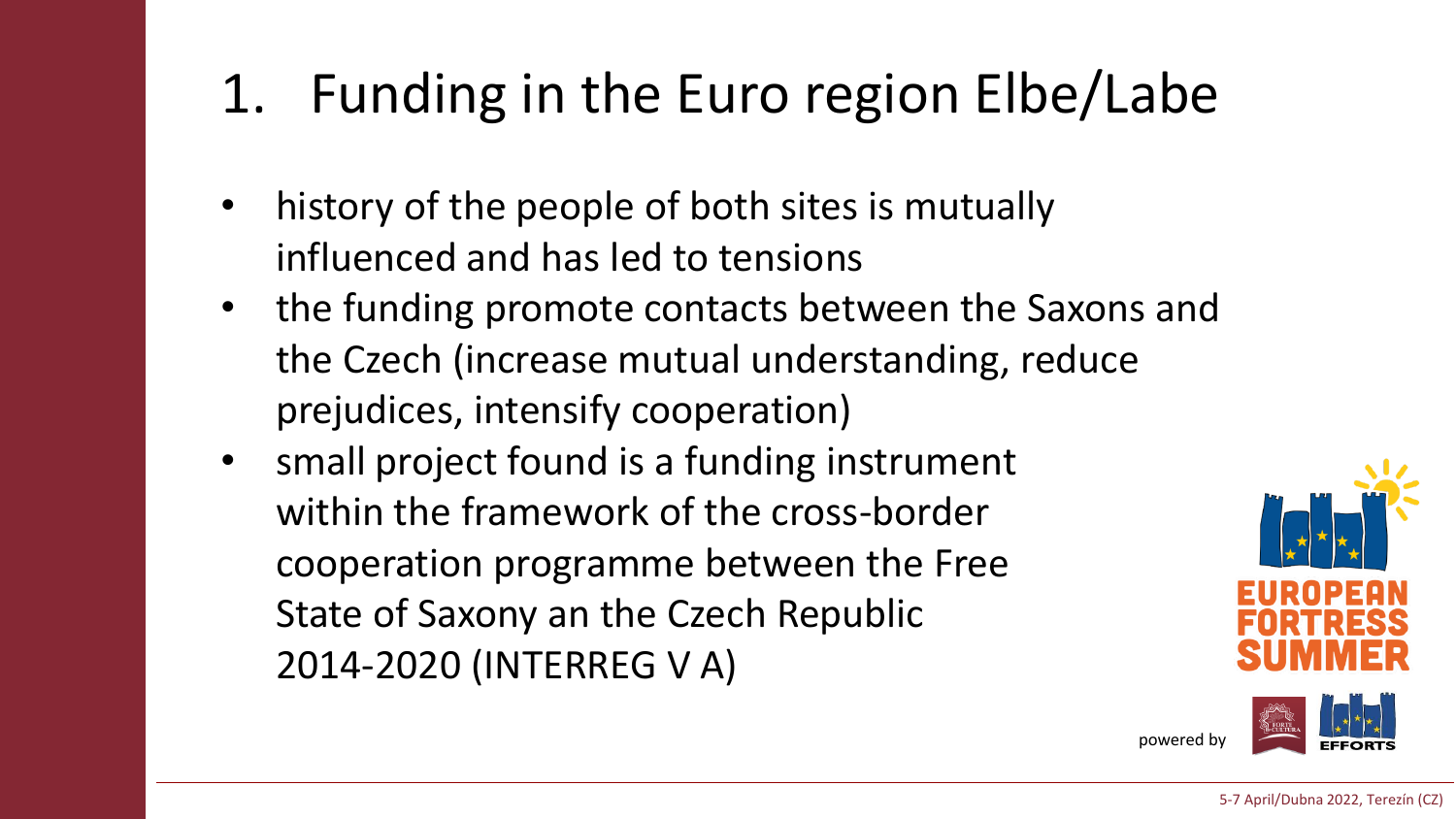# 1. Funding in the Euro region Elbe/Labe

- history of the people of both sites is mutually influenced and has led to tensions
- the funding promote contacts between the Saxons and the Czech (increase mutual understanding, reduce prejudices, intensify cooperation)
- small project found is a funding instrument within the framework of the cross-border cooperation programme between the Free State of Saxony an the Czech Republic 2014-2020 (INTERREG V A)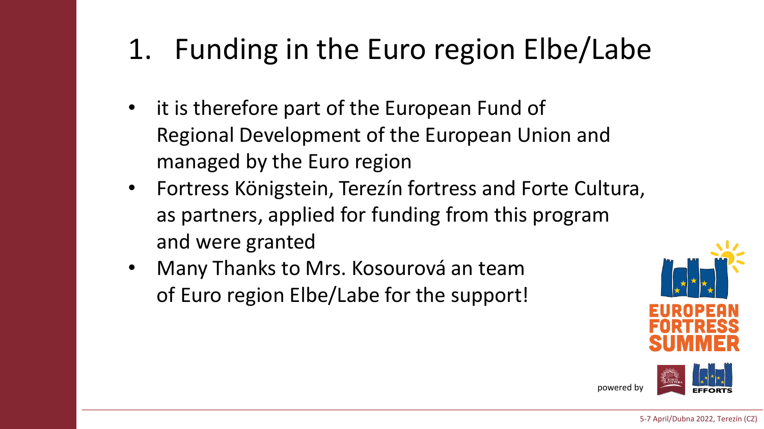# 1. Funding in the Euro region Elbe/Labe

- it is therefore part of the European Fund of Regional Development of the European Union and managed by the Euro region
- Fortress Königstein, Terezín fortress and Forte Cultura, as partners, applied for funding from this program and were granted
- Many Thanks to Mrs. Kosourová an team of Euro region Elbe/Labe for the support!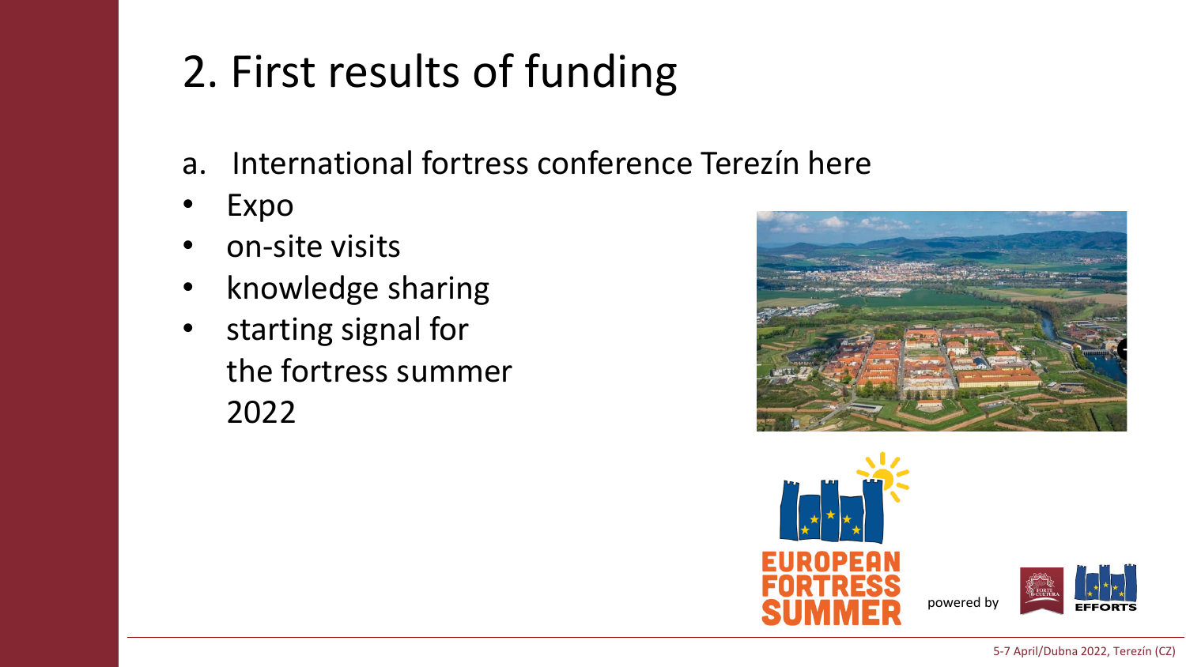# 2. First results of funding

a. International fortress conference Terezín here

- Expo
- on-site visits
- knowledge sharing
- starting signal for the fortress summer 2022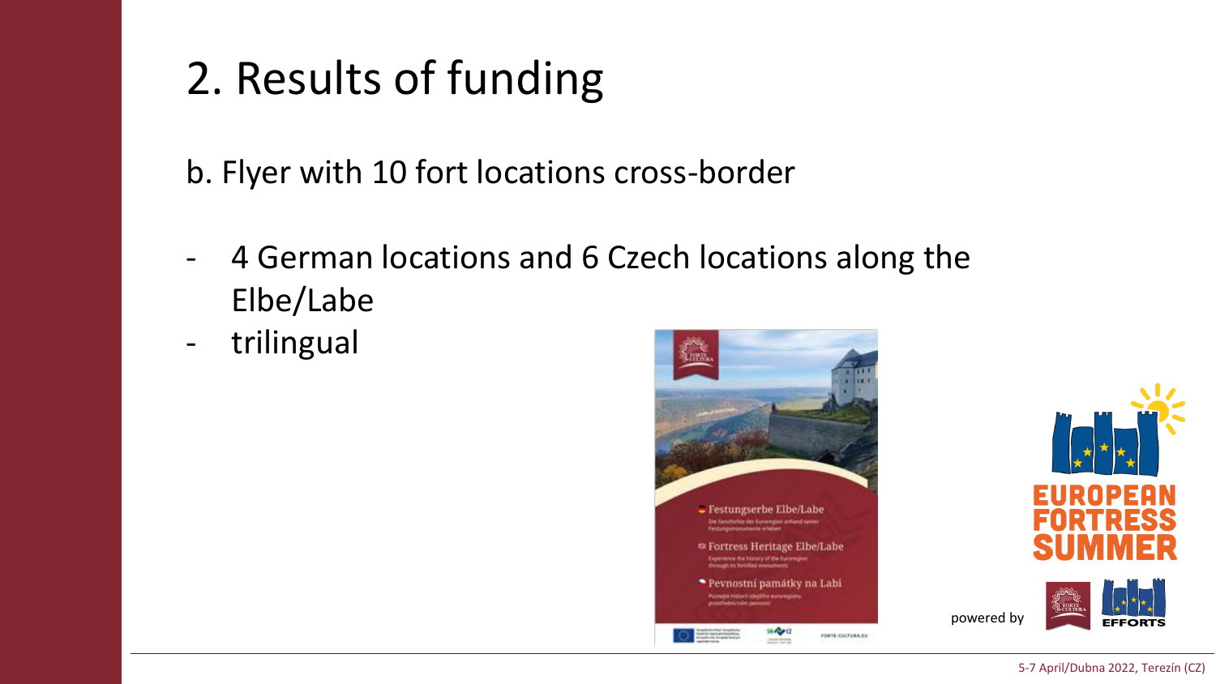# 2. Results of funding

b. Flyer with 10 fort locations cross-border

- 4 German locations and 6 Czech locations along the Elbe/Labe
- trilingual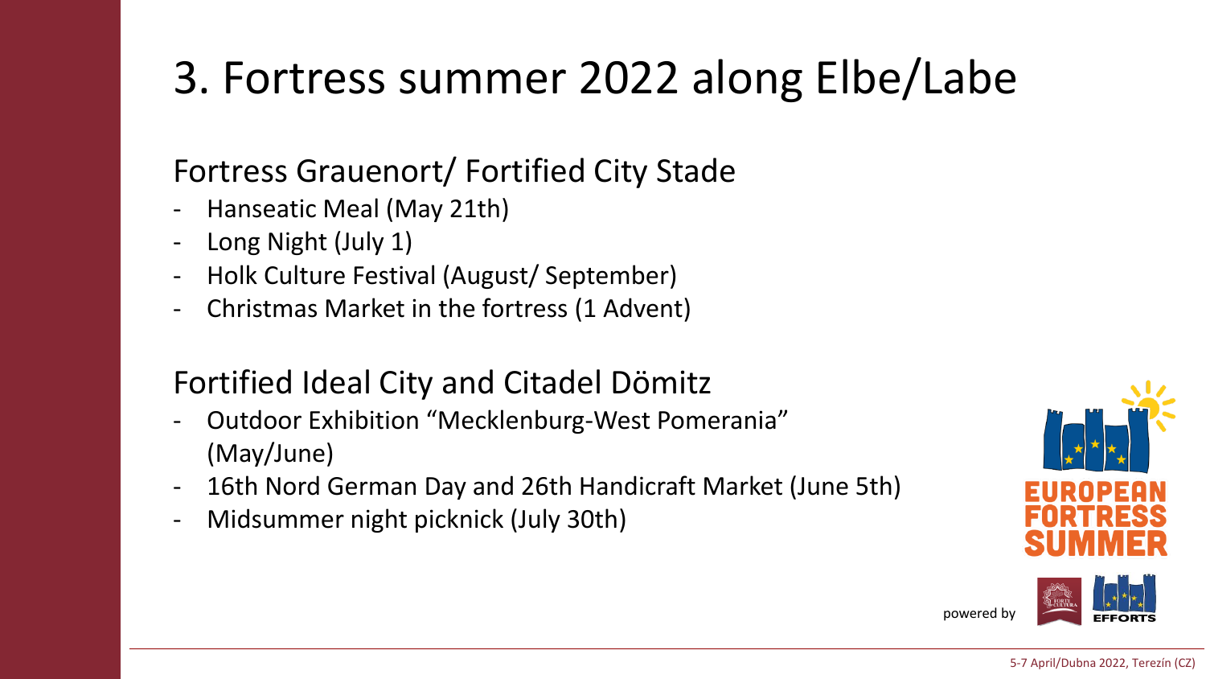# 3. Fortress summer 2022 along Elbe/Labe

## Fortress Grauenort/ Fortified City Stade

- Hanseatic Meal (May 21th)
- Long Night (July 1)
- Holk Culture Festival (August/ September)
- Christmas Market in the fortress (1 Advent)

## Fortified Ideal City and Citadel Dömitz

- Outdoor Exhibition "Mecklenburg-West Pomerania" (May/June)
- 16th Nord German Day and 26th Handicraft Market (June 5th)
- Midsummer night picknick (July 30th)

EUROPEAN FORTRESS SUMMER

powered by EFFORTS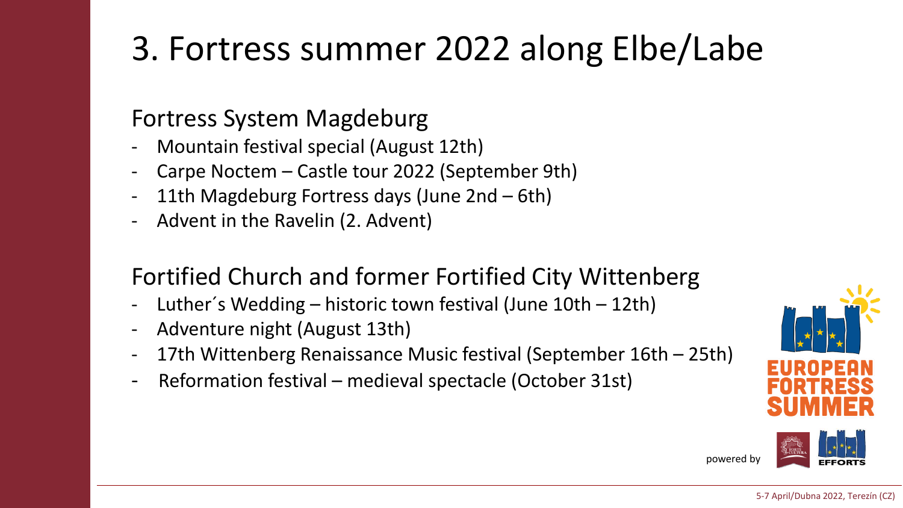# 3. Fortress summer 2022 along Elbe/Labe

## Fortress System Magdeburg

- Mountain festival special (August 12th)
- Carpe Noctem – Castle tour 2022 (September 9th)
- 11th Magdeburg Fortress days (June 2nd – 6th)
- Advent in the Ravelin (2. Advent)

## Fortified Church and former Fortified City Wittenberg

- Luther´s Wedding – historic town festival (June 10th – 12th)
- Adventure night (August 13th)
- 17th Wittenberg Renaissance Music festival (September 16th – 25th)
- Reformation festival – medieval spectacle (October 31st)

EUROPEAN FORTRESS SUMMER

powered by EFFORTS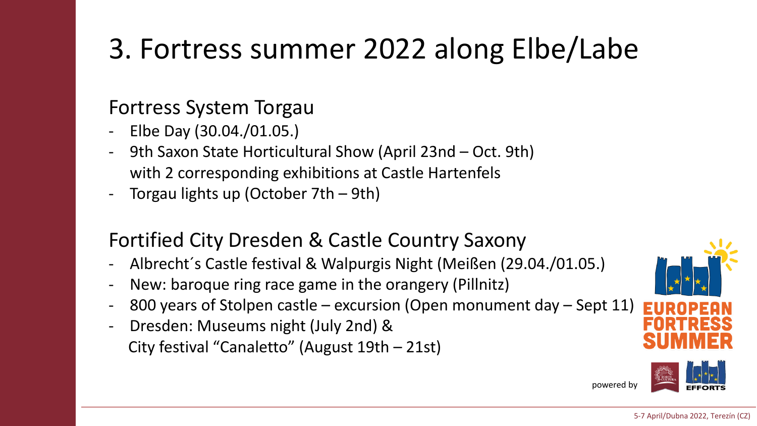# 3. Fortress summer 2022 along Elbe/Labe

## Fortress System Torgau

- Elbe Day (30.04./01.05.)
- 9th Saxon State Horticultural Show (April 23nd – Oct. 9th) with 2 corresponding exhibitions at Castle Hartenfels
- Torgau lights up (October 7th – 9th)

## Fortified City Dresden & Castle Country Saxony

- Albrecht´s Castle festival & Walpurgis Night (Meißen (29.04./01.05.)
- New: baroque ring race game in the orangery (Pillnitz)
- 800 years of Stolpen castle – excursion (Open monument day – Sept 11)
- Dresden: Museums night (July 2nd) & City festival "Canaletto" (August 19th – 21st)

EUROPEAN FORTRESS SUMMER

powered by

EFFORTS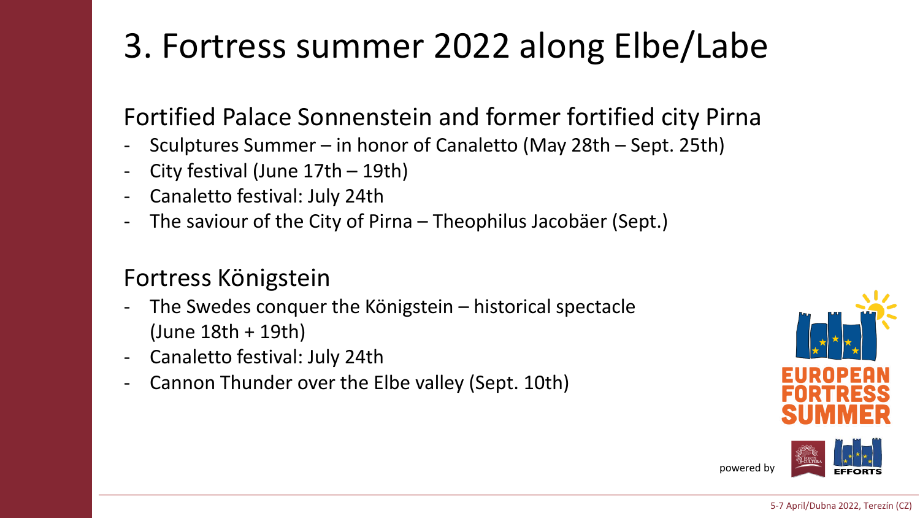# 3. Fortress summer 2022 along Elbe/Labe

## Fortified Palace Sonnenstein and former fortified city Pirna

- Sculptures Summer – in honor of Canaletto (May 28th – Sept. 25th)
- City festival (June 17th – 19th)
- Canaletto festival: July 24th
- The saviour of the City of Pirna – Theophilus Jacobäer (Sept.)

## Fortress Königstein

- The Swedes conquer the Königstein – historical spectacle (June 18th + 19th)
- Canaletto festival: July 24th
- Cannon Thunder over the Elbe valley (Sept. 10th)

EUROPEAN FORTRESS SUMMER

powered by FORTE CULTURA EFFORTS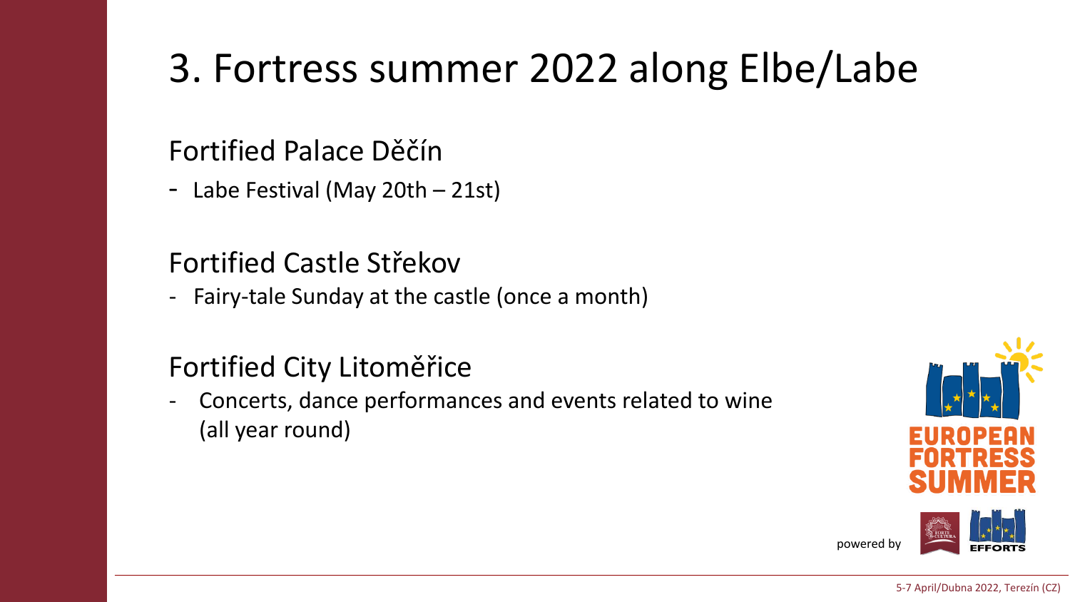# 3. Fortress summer 2022 along Elbe/Labe

## Fortified Palace Děčín

- Labe Festival (May 20th – 21st)

## Fortified Castle Střekov

- Fairy-tale Sunday at the castle (once a month)

## Fortified City Litoměřice

- Concerts, dance performances and events related to wine (all year round)

EUROPEAN FORTRESS SUMMER

powered by EFFORTS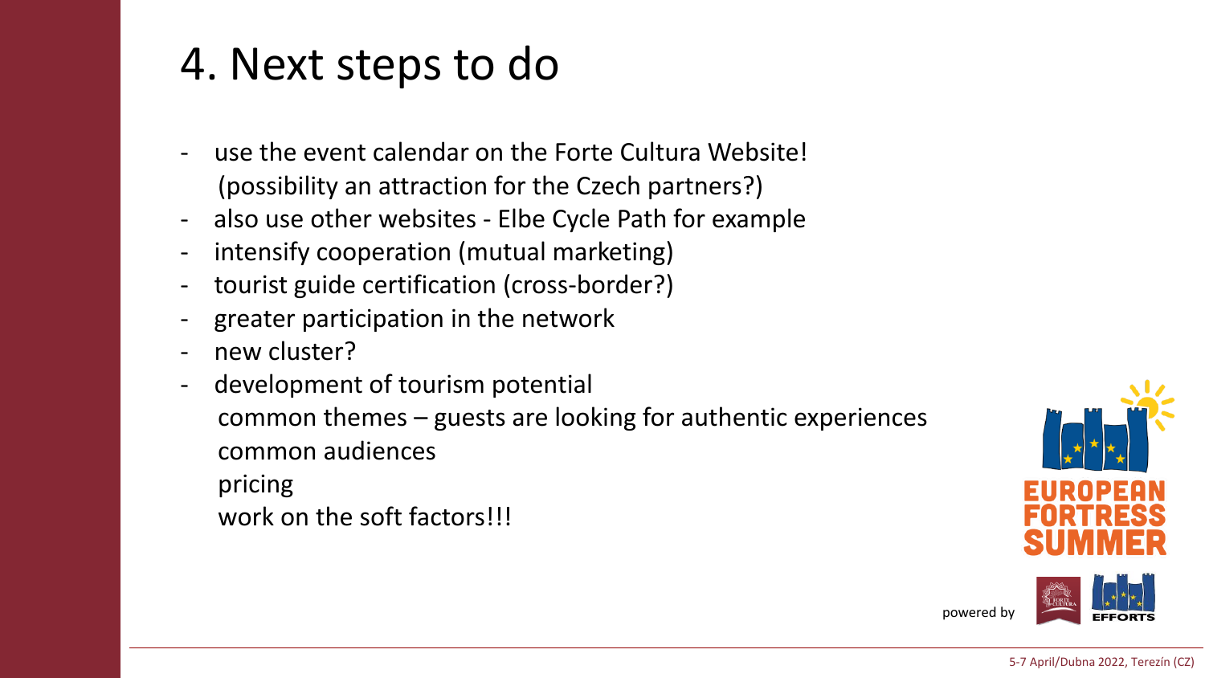# 4. Next steps to do

- use the event calendar on the Forte Cultura Website! (possibility an attraction for the Czech partners?)
- also use other websites - Elbe Cycle Path for example
- intensify cooperation (mutual marketing)
- tourist guide certification (cross-border?)
- greater participation in the network
- new cluster?
- development of tourism potential
  - common themes – guests are looking for authentic experiences
  - common audiences
  - pricing
  - work on the soft factors!!!

EUROPEAN FORTRESS SUMMER

powered by FORTE CULTURA EFFORTS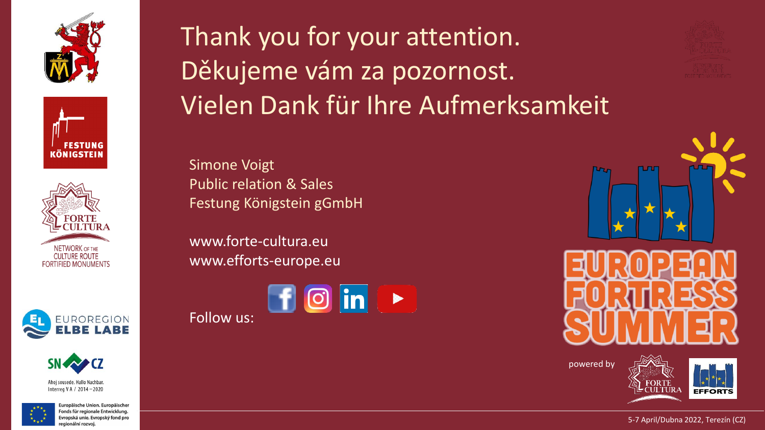# Thank you for your attention.
# Děkujeme vám za pozornost.
# Vielen Dank für Ihre Aufmerksamkeit

Simone Voigt
Public relation & Sales
Festung Königstein gGmbH

www.forte-cultura.eu
www.efforts-europe.eu

Follow us:

EUROPEAN FORTRESS SUMMER

powered by FORTE CULTURA EFFORTS

FESTUNG KÖNIGSTEIN

FORTE CULTURA
NETWORK OF THE CULTURE ROUTE FORTIFIED MONUMENTS

EUROREGION ELBE LABE

SN CZ
Ahoj sousede. Hallo Nachbar.
Interreg V A / 2014 – 2020

Europäische Union. Europäischer Fonds für regionale Entwicklung.
Evropská unie. Evropský fond pro regionální rozvoj.

5-7 April/Dubna 2022, Terezín (CZ)